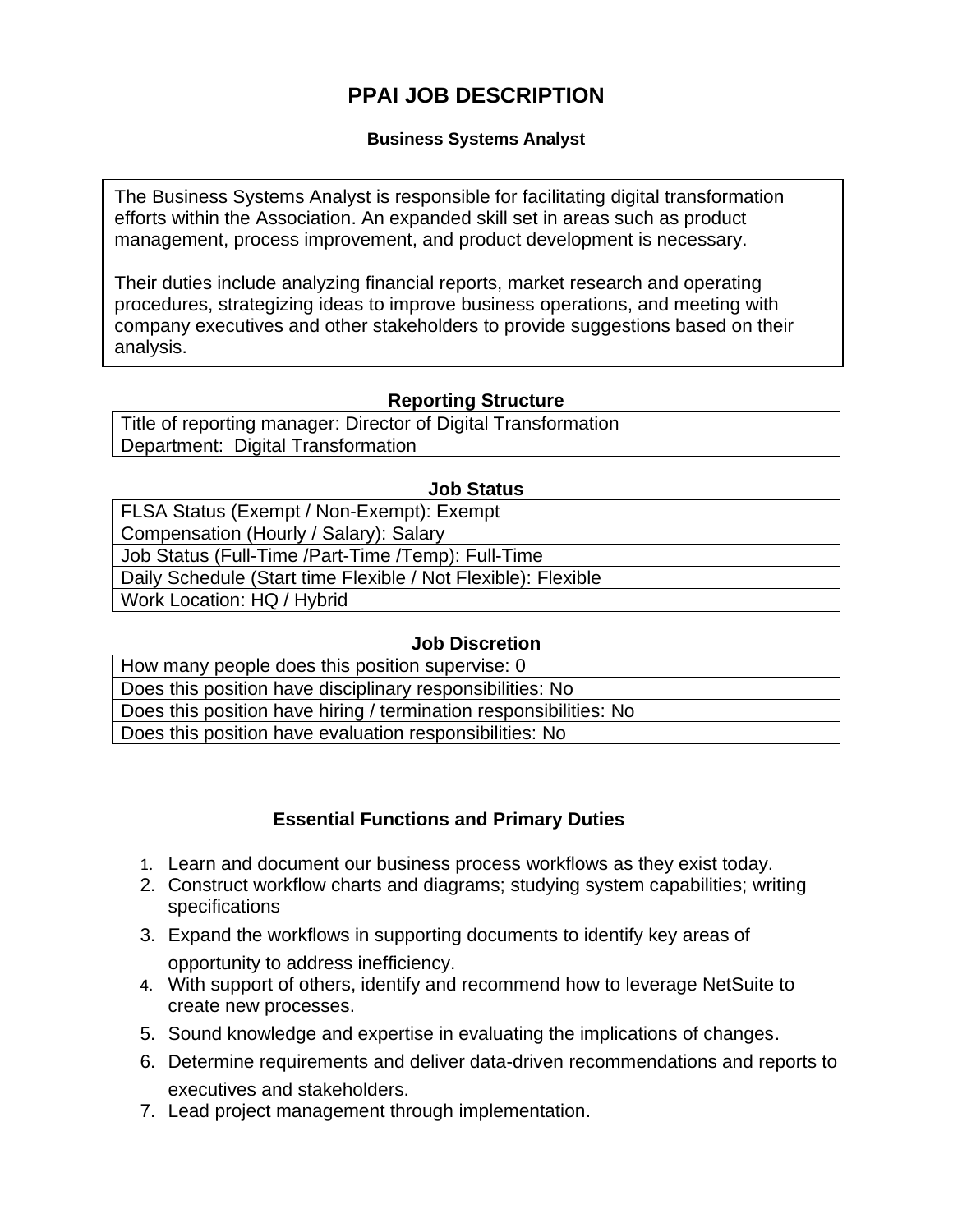# PPAI JOB DESCRIPTION

### Business Systems Analyst

The Business Systems Analyst is responsible for facilitating digital transformation efforts within the Association. An expanded skill set in areas such as product management, process improvement, and product development is necessary.

Their duties include analyzing financial reports, market research and operating procedures, strategizing ideas to improve business operations, and meeting with company executives and other stakeholders to provide suggestions based on their analysis.

## Reporting Structure

| Reporting Structure |
| --- |
| Title of reporting manager: Director of Digital Transformation |
| Department: Digital Transformation |

## Job Status

| Job Status |
| --- |
| FLSA Status (Exempt / Non-Exempt): Exempt |
| Compensation (Hourly / Salary): Salary |
| Job Status (Full-Time /Part-Time /Temp): Full-Time |
| Daily Schedule (Start time Flexible / Not Flexible): Flexible |
| Work Location: HQ / Hybrid |

## Job Discretion

| Job Discretion |
| --- |
| How many people does this position supervise: 0 |
| Does this position have disciplinary responsibilities: No |
| Does this position have hiring / termination responsibilities: No |
| Does this position have evaluation responsibilities: No |

## Essential Functions and Primary Duties

1. Learn and document our business process workflows as they exist today.
2. Construct workflow charts and diagrams; studying system capabilities; writing specifications
3. Expand the workflows in supporting documents to identify key areas of opportunity to address inefficiency.
4. With support of others, identify and recommend how to leverage NetSuite to create new processes.
5. Sound knowledge and expertise in evaluating the implications of changes.
6. Determine requirements and deliver data-driven recommendations and reports to executives and stakeholders.
7. Lead project management through implementation.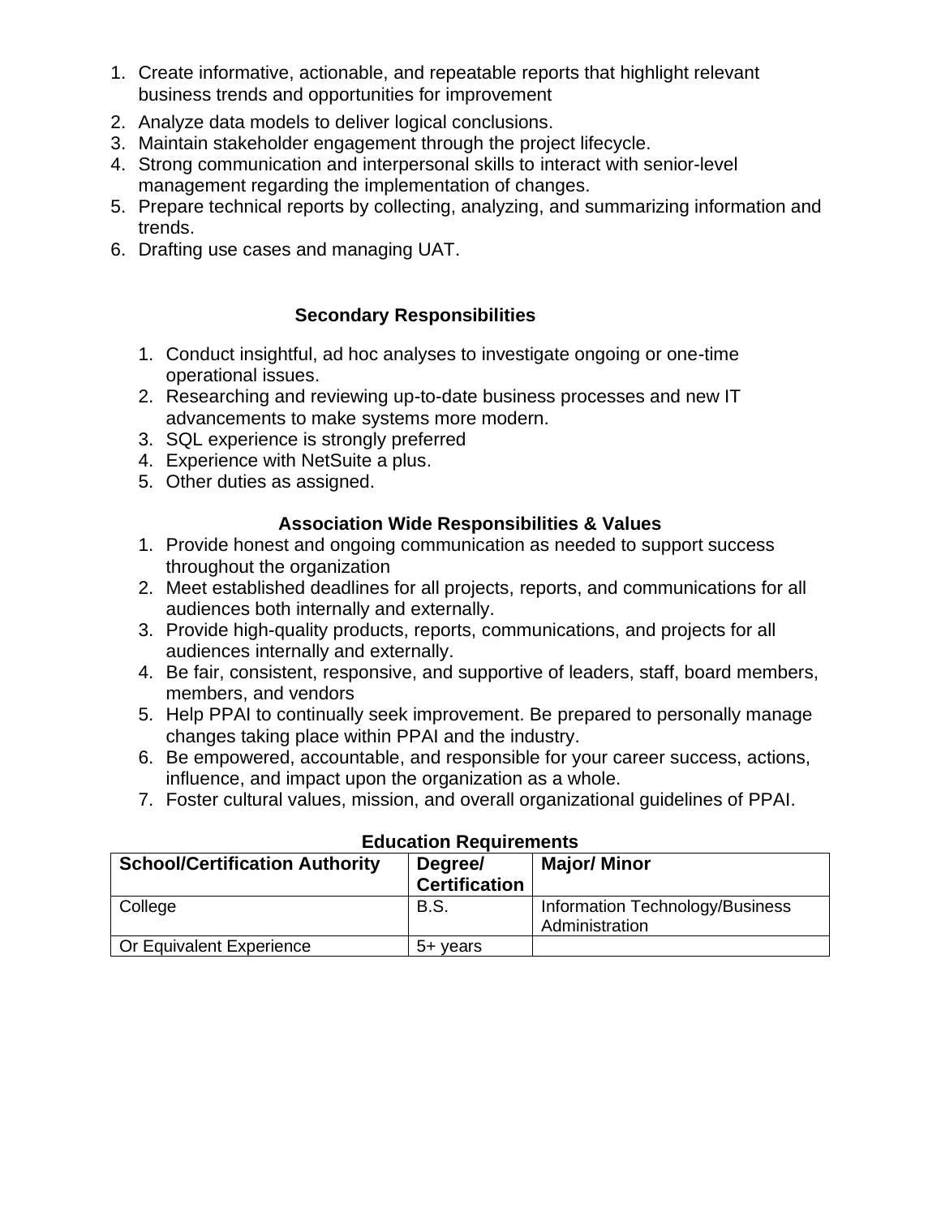1. Create informative, actionable, and repeatable reports that highlight relevant business trends and opportunities for improvement
2. Analyze data models to deliver logical conclusions.
3. Maintain stakeholder engagement through the project lifecycle.
4. Strong communication and interpersonal skills to interact with senior-level management regarding the implementation of changes.
5. Prepare technical reports by collecting, analyzing, and summarizing information and trends.
6. Drafting use cases and managing UAT.

## Secondary Responsibilities

1. Conduct insightful, ad hoc analyses to investigate ongoing or one-time operational issues.
2. Researching and reviewing up-to-date business processes and new IT advancements to make systems more modern.
3. SQL experience is strongly preferred
4. Experience with NetSuite a plus.
5. Other duties as assigned.

## Association Wide Responsibilities & Values

1. Provide honest and ongoing communication as needed to support success throughout the organization
2. Meet established deadlines for all projects, reports, and communications for all audiences both internally and externally.
3. Provide high-quality products, reports, communications, and projects for all audiences internally and externally.
4. Be fair, consistent, responsive, and supportive of leaders, staff, board members, members, and vendors
5. Help PPAI to continually seek improvement. Be prepared to personally manage changes taking place within PPAI and the industry.
6. Be empowered, accountable, and responsible for your career success, actions, influence, and impact upon the organization as a whole.
7. Foster cultural values, mission, and overall organizational guidelines of PPAI.

## Education Requirements

| School/Certification Authority | Degree/ Certification | Major/ Minor |
| --- | --- | --- |
| College | B.S. | Information Technology/Business Administration |
| Or Equivalent Experience | 5+ years | |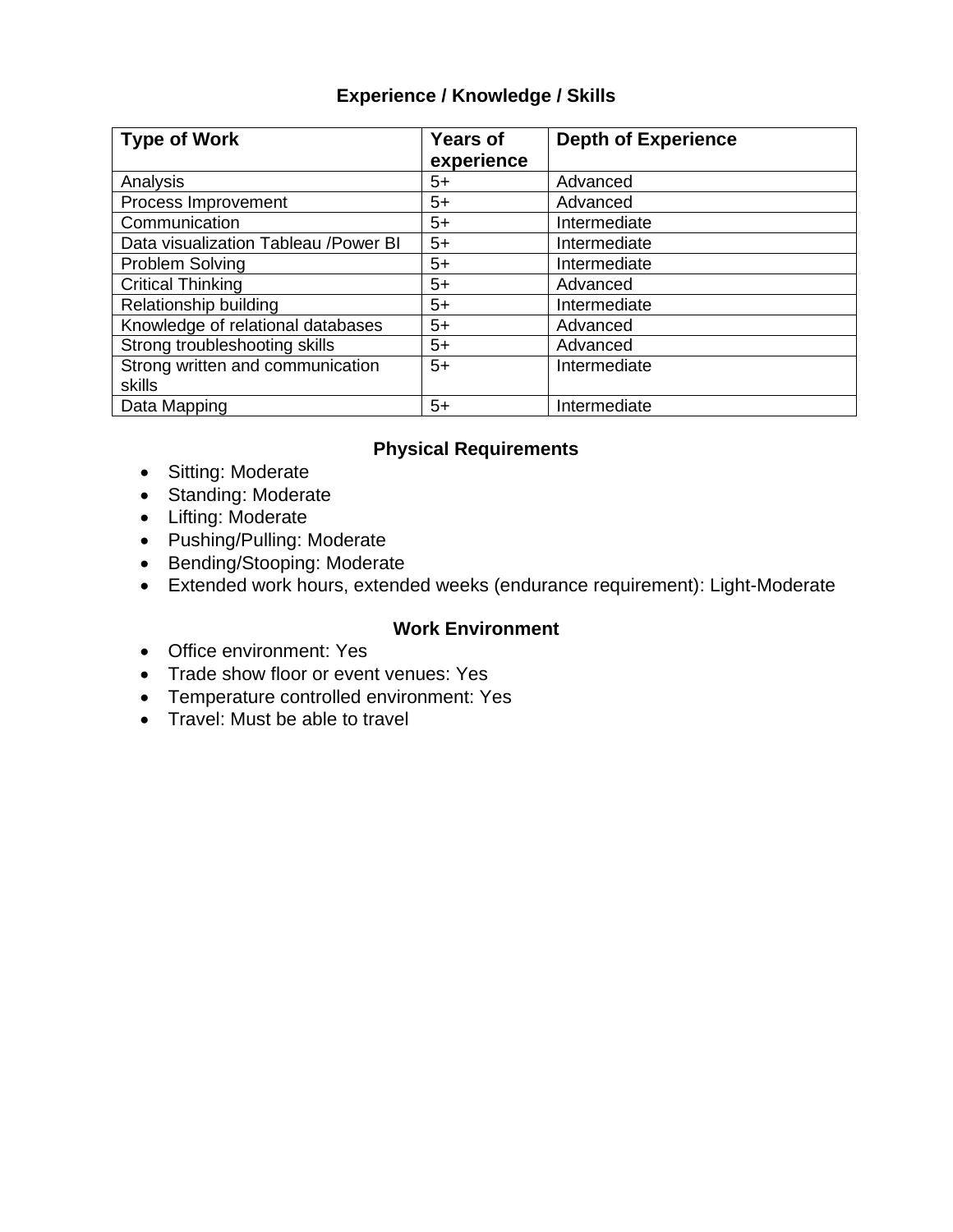## Experience / Knowledge / Skills

| Type of Work | Years of experience | Depth of Experience |
|---|---|---|
| Analysis | 5+ | Advanced |
| Process Improvement | 5+ | Advanced |
| Communication | 5+ | Intermediate |
| Data visualization Tableau /Power BI | 5+ | Intermediate |
| Problem Solving | 5+ | Intermediate |
| Critical Thinking | 5+ | Advanced |
| Relationship building | 5+ | Intermediate |
| Knowledge of relational databases | 5+ | Advanced |
| Strong troubleshooting skills | 5+ | Advanced |
| Strong written and communication skills | 5+ | Intermediate |
| Data Mapping | 5+ | Intermediate |

## Physical Requirements

- Sitting: Moderate
- Standing: Moderate
- Lifting: Moderate
- Pushing/Pulling: Moderate
- Bending/Stooping: Moderate
- Extended work hours, extended weeks (endurance requirement): Light-Moderate

## Work Environment

- Office environment: Yes
- Trade show floor or event venues: Yes
- Temperature controlled environment: Yes
- Travel: Must be able to travel